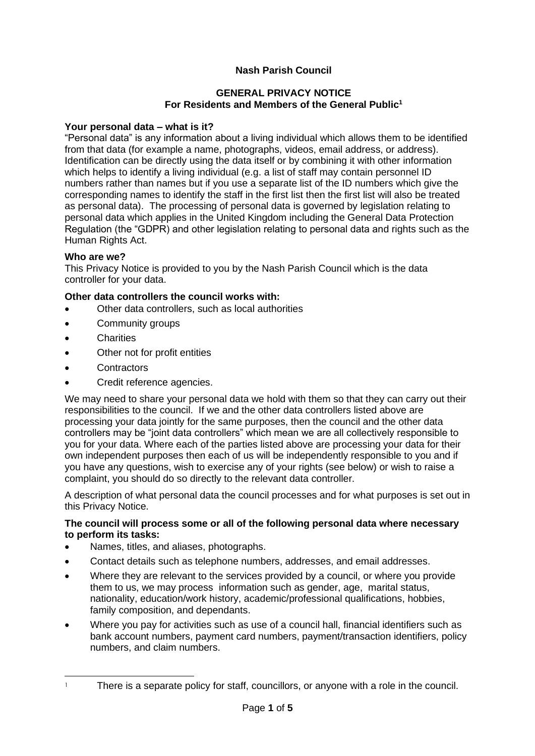**Nash Parish Council**

**GENERAL PRIVACY NOTICE**
**For Residents and Members of the General Public**[1]

**Your personal data – what is it?**

"Personal data" is any information about a living individual which allows them to be identified from that data (for example a name, photographs, videos, email address, or address). Identification can be directly using the data itself or by combining it with other information which helps to identify a living individual (e.g. a list of staff may contain personnel ID numbers rather than names but if you use a separate list of the ID numbers which give the corresponding names to identify the staff in the first list then the first list will also be treated as personal data). The processing of personal data is governed by legislation relating to personal data which applies in the United Kingdom including the General Data Protection Regulation (the "GDPR) and other legislation relating to personal data and rights such as the Human Rights Act.

**Who are we?**

This Privacy Notice is provided to you by the Nash Parish Council which is the data controller for your data.

**Other data controllers the council works with:**

- Other data controllers, such as local authorities
- Community groups
- Charities
- Other not for profit entities
- Contractors
- Credit reference agencies.

We may need to share your personal data we hold with them so that they can carry out their responsibilities to the council. If we and the other data controllers listed above are processing your data jointly for the same purposes, then the council and the other data controllers may be "joint data controllers" which mean we are all collectively responsible to you for your data. Where each of the parties listed above are processing your data for their own independent purposes then each of us will be independently responsible to you and if you have any questions, wish to exercise any of your rights (see below) or wish to raise a complaint, you should do so directly to the relevant data controller.

A description of what personal data the council processes and for what purposes is set out in this Privacy Notice.

**The council will process some or all of the following personal data where necessary to perform its tasks:**

- Names, titles, and aliases, photographs.
- Contact details such as telephone numbers, addresses, and email addresses.
- Where they are relevant to the services provided by a council, or where you provide them to us, we may process information such as gender, age, marital status, nationality, education/work history, academic/professional qualifications, hobbies, family composition, and dependants.
- Where you pay for activities such as use of a council hall, financial identifiers such as bank account numbers, payment card numbers, payment/transaction identifiers, policy numbers, and claim numbers.

[1] There is a separate policy for staff, councillors, or anyone with a role in the council.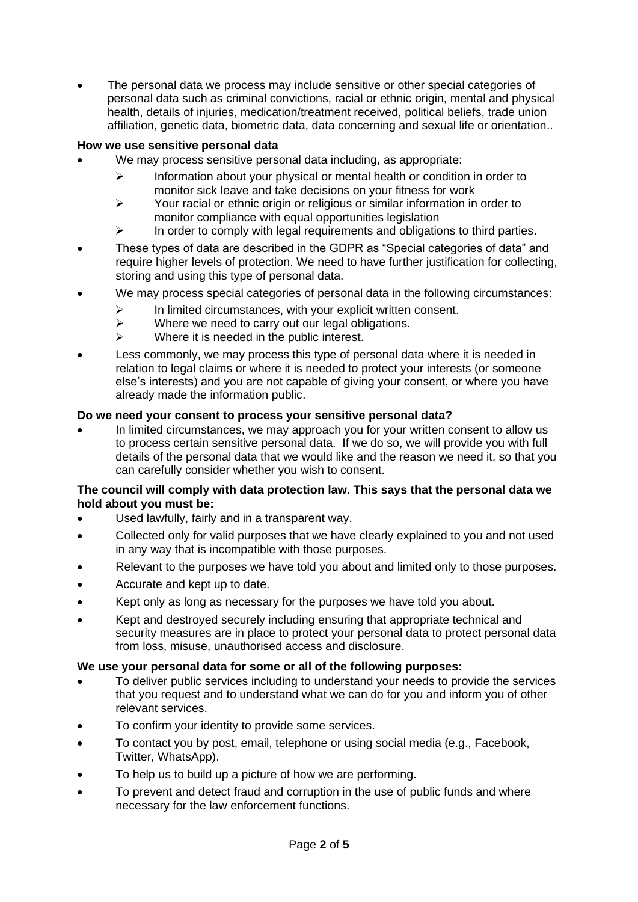- The personal data we process may include sensitive or other special categories of personal data such as criminal convictions, racial or ethnic origin, mental and physical health, details of injuries, medication/treatment received, political beliefs, trade union affiliation, genetic data, biometric data, data concerning and sexual life or orientation..

**How we use sensitive personal data**

- We may process sensitive personal data including, as appropriate:
  - Information about your physical or mental health or condition in order to monitor sick leave and take decisions on your fitness for work
  - Your racial or ethnic origin or religious or similar information in order to monitor compliance with equal opportunities legislation
  - In order to comply with legal requirements and obligations to third parties.
- These types of data are described in the GDPR as "Special categories of data" and require higher levels of protection. We need to have further justification for collecting, storing and using this type of personal data.
- We may process special categories of personal data in the following circumstances:
  - In limited circumstances, with your explicit written consent.
  - Where we need to carry out our legal obligations.
  - Where it is needed in the public interest.
- Less commonly, we may process this type of personal data where it is needed in relation to legal claims or where it is needed to protect your interests (or someone else's interests) and you are not capable of giving your consent, or where you have already made the information public.

**Do we need your consent to process your sensitive personal data?**

- In limited circumstances, we may approach you for your written consent to allow us to process certain sensitive personal data. If we do so, we will provide you with full details of the personal data that we would like and the reason we need it, so that you can carefully consider whether you wish to consent.

**The council will comply with data protection law. This says that the personal data we hold about you must be:**

- Used lawfully, fairly and in a transparent way.
- Collected only for valid purposes that we have clearly explained to you and not used in any way that is incompatible with those purposes.
- Relevant to the purposes we have told you about and limited only to those purposes.
- Accurate and kept up to date.
- Kept only as long as necessary for the purposes we have told you about.
- Kept and destroyed securely including ensuring that appropriate technical and security measures are in place to protect your personal data to protect personal data from loss, misuse, unauthorised access and disclosure.

**We use your personal data for some or all of the following purposes:**

- To deliver public services including to understand your needs to provide the services that you request and to understand what we can do for you and inform you of other relevant services.
- To confirm your identity to provide some services.
- To contact you by post, email, telephone or using social media (e.g., Facebook, Twitter, WhatsApp).
- To help us to build up a picture of how we are performing.
- To prevent and detect fraud and corruption in the use of public funds and where necessary for the law enforcement functions.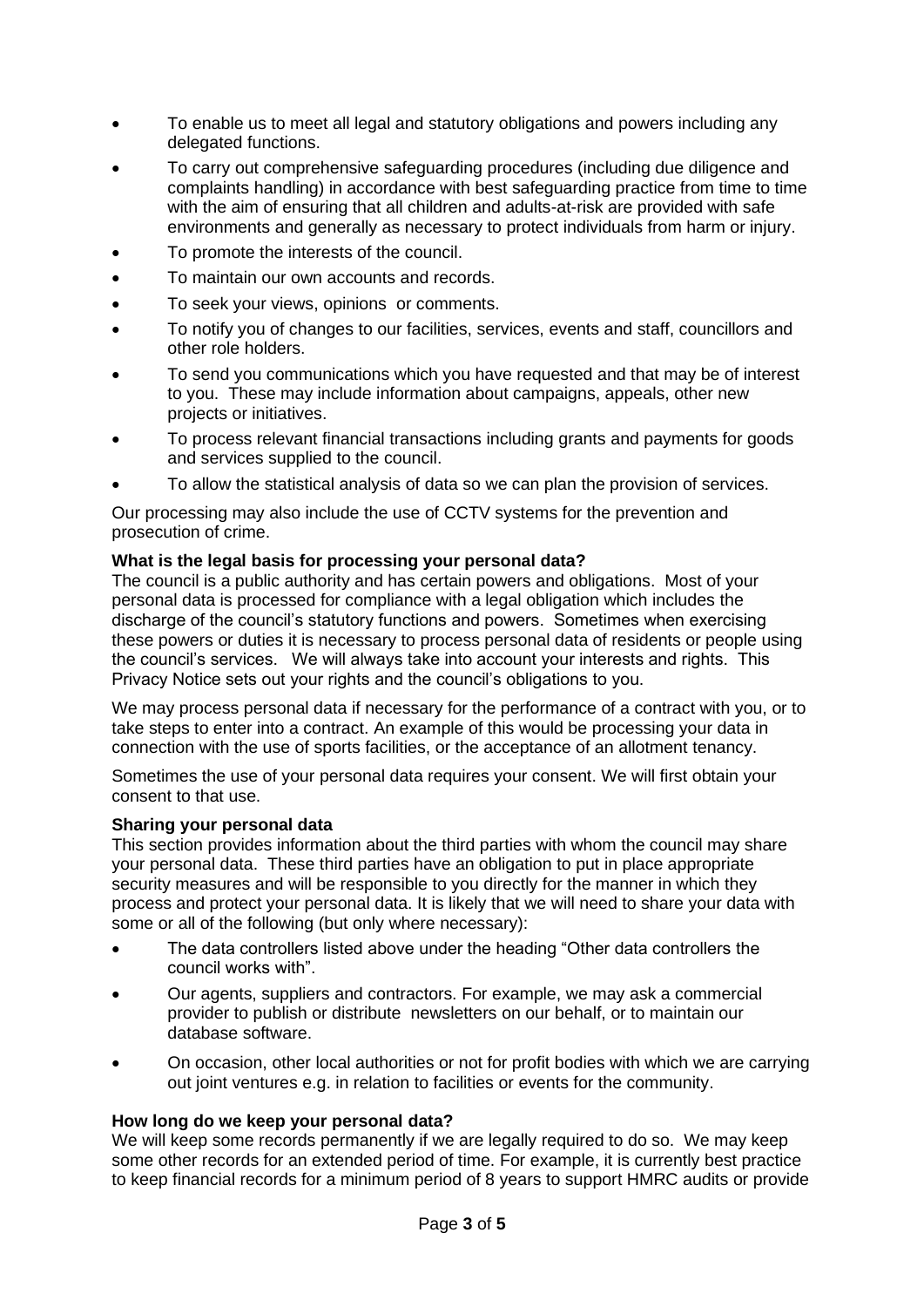- To enable us to meet all legal and statutory obligations and powers including any delegated functions.
- To carry out comprehensive safeguarding procedures (including due diligence and complaints handling) in accordance with best safeguarding practice from time to time with the aim of ensuring that all children and adults-at-risk are provided with safe environments and generally as necessary to protect individuals from harm or injury.
- To promote the interests of the council.
- To maintain our own accounts and records.
- To seek your views, opinions or comments.
- To notify you of changes to our facilities, services, events and staff, councillors and other role holders.
- To send you communications which you have requested and that may be of interest to you. These may include information about campaigns, appeals, other new projects or initiatives.
- To process relevant financial transactions including grants and payments for goods and services supplied to the council.
- To allow the statistical analysis of data so we can plan the provision of services.

Our processing may also include the use of CCTV systems for the prevention and prosecution of crime.

**What is the legal basis for processing your personal data?**

The council is a public authority and has certain powers and obligations. Most of your personal data is processed for compliance with a legal obligation which includes the discharge of the council's statutory functions and powers. Sometimes when exercising these powers or duties it is necessary to process personal data of residents or people using the council's services. We will always take into account your interests and rights. This Privacy Notice sets out your rights and the council's obligations to you.

We may process personal data if necessary for the performance of a contract with you, or to take steps to enter into a contract. An example of this would be processing your data in connection with the use of sports facilities, or the acceptance of an allotment tenancy.

Sometimes the use of your personal data requires your consent. We will first obtain your consent to that use.

**Sharing your personal data**

This section provides information about the third parties with whom the council may share your personal data. These third parties have an obligation to put in place appropriate security measures and will be responsible to you directly for the manner in which they process and protect your personal data. It is likely that we will need to share your data with some or all of the following (but only where necessary):

- The data controllers listed above under the heading "Other data controllers the council works with".
- Our agents, suppliers and contractors. For example, we may ask a commercial provider to publish or distribute newsletters on our behalf, or to maintain our database software.
- On occasion, other local authorities or not for profit bodies with which we are carrying out joint ventures e.g. in relation to facilities or events for the community.

**How long do we keep your personal data?**

We will keep some records permanently if we are legally required to do so. We may keep some other records for an extended period of time. For example, it is currently best practice to keep financial records for a minimum period of 8 years to support HMRC audits or provide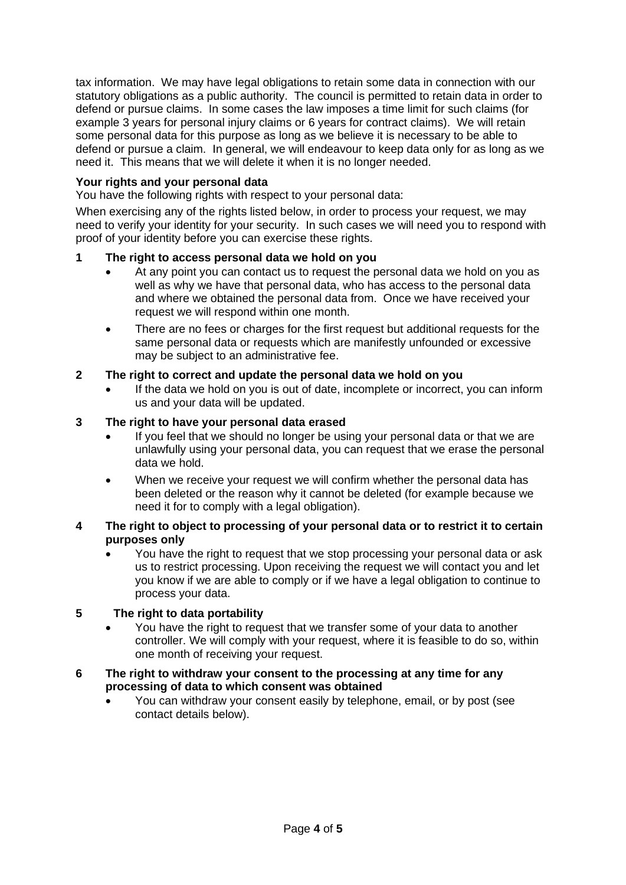tax information. We may have legal obligations to retain some data in connection with our statutory obligations as a public authority. The council is permitted to retain data in order to defend or pursue claims. In some cases the law imposes a time limit for such claims (for example 3 years for personal injury claims or 6 years for contract claims). We will retain some personal data for this purpose as long as we believe it is necessary to be able to defend or pursue a claim. In general, we will endeavour to keep data only for as long as we need it. This means that we will delete it when it is no longer needed.

**Your rights and your personal data**

You have the following rights with respect to your personal data:

When exercising any of the rights listed below, in order to process your request, we may need to verify your identity for your security. In such cases we will need you to respond with proof of your identity before you can exercise these rights.

**1 The right to access personal data we hold on you**

- At any point you can contact us to request the personal data we hold on you as well as why we have that personal data, who has access to the personal data and where we obtained the personal data from. Once we have received your request we will respond within one month.
- There are no fees or charges for the first request but additional requests for the same personal data or requests which are manifestly unfounded or excessive may be subject to an administrative fee.

**2 The right to correct and update the personal data we hold on you**

- If the data we hold on you is out of date, incomplete or incorrect, you can inform us and your data will be updated.

**3 The right to have your personal data erased**

- If you feel that we should no longer be using your personal data or that we are unlawfully using your personal data, you can request that we erase the personal data we hold.
- When we receive your request we will confirm whether the personal data has been deleted or the reason why it cannot be deleted (for example because we need it for to comply with a legal obligation).

**4 The right to object to processing of your personal data or to restrict it to certain purposes only**

- You have the right to request that we stop processing your personal data or ask us to restrict processing. Upon receiving the request we will contact you and let you know if we are able to comply or if we have a legal obligation to continue to process your data.

**5 The right to data portability**

- You have the right to request that we transfer some of your data to another controller. We will comply with your request, where it is feasible to do so, within one month of receiving your request.

**6 The right to withdraw your consent to the processing at any time for any processing of data to which consent was obtained**

- You can withdraw your consent easily by telephone, email, or by post (see contact details below).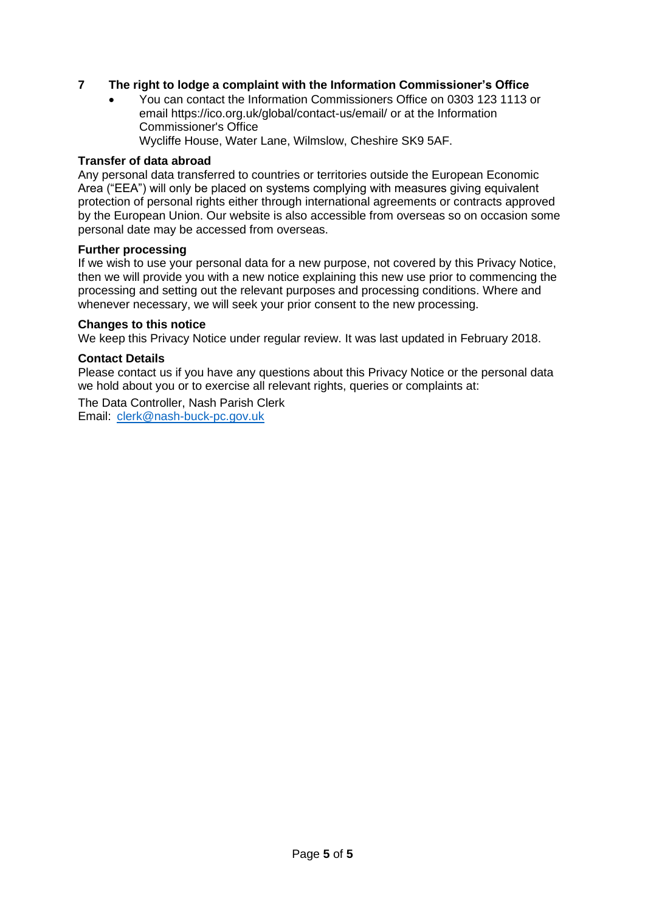## 7 The right to lodge a complaint with the Information Commissioner's Office

- You can contact the Information Commissioners Office on 0303 123 1113 or email https://ico.org.uk/global/contact-us/email/ or at the Information Commissioner's Office
  Wycliffe House, Water Lane, Wilmslow, Cheshire SK9 5AF.

**Transfer of data abroad**

Any personal data transferred to countries or territories outside the European Economic Area ("EEA") will only be placed on systems complying with measures giving equivalent protection of personal rights either through international agreements or contracts approved by the European Union. Our website is also accessible from overseas so on occasion some personal date may be accessed from overseas.

**Further processing**

If we wish to use your personal data for a new purpose, not covered by this Privacy Notice, then we will provide you with a new notice explaining this new use prior to commencing the processing and setting out the relevant purposes and processing conditions. Where and whenever necessary, we will seek your prior consent to the new processing.

**Changes to this notice**

We keep this Privacy Notice under regular review. It was last updated in February 2018.

**Contact Details**

Please contact us if you have any questions about this Privacy Notice or the personal data we hold about you or to exercise all relevant rights, queries or complaints at:

The Data Controller, Nash Parish Clerk
Email: clerk@nash-buck-pc.gov.uk